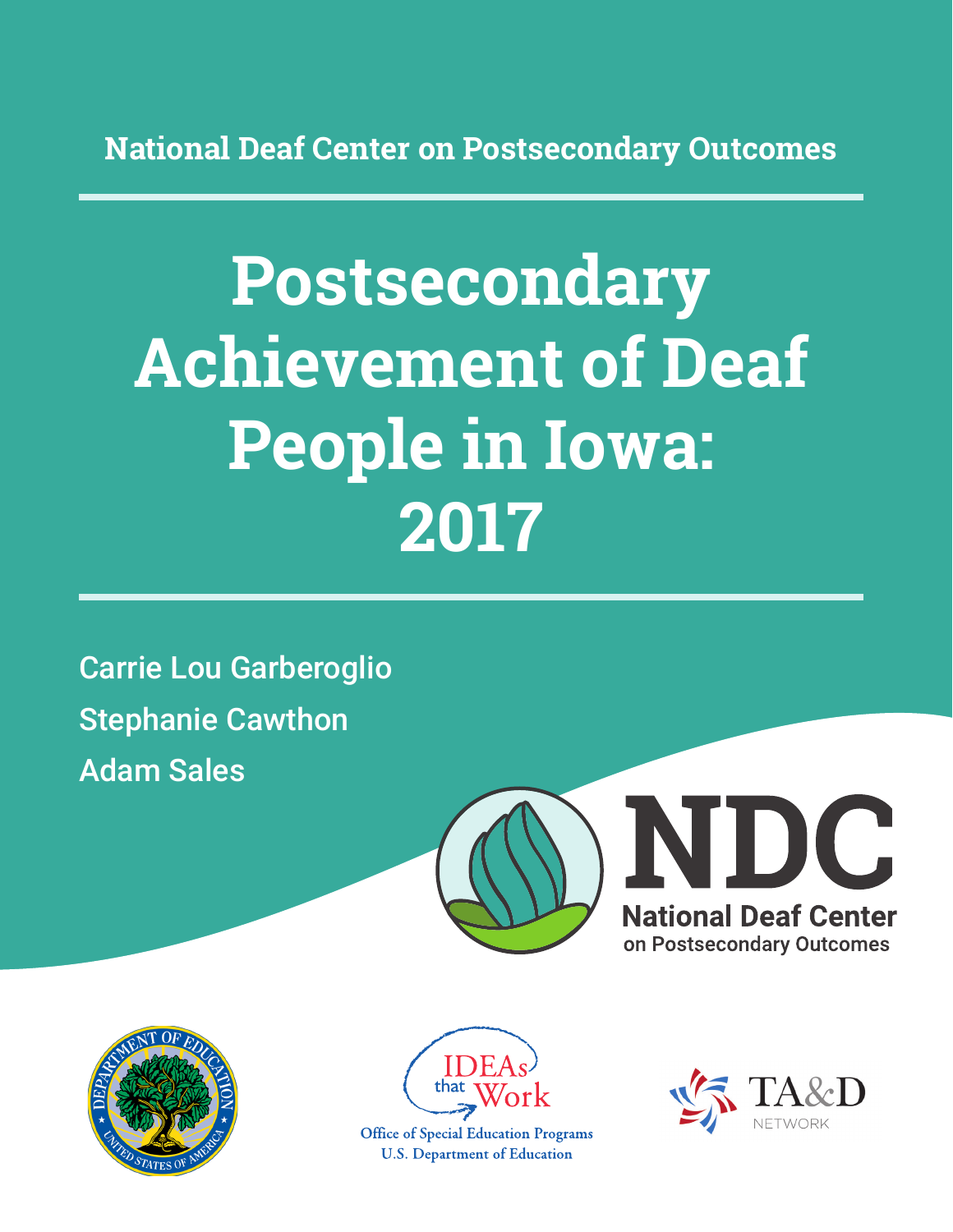National Deaf Center on Postsecondary Outcomes

# Postsecondary Achievement of Deaf People in Iowa: 2017

Carrie Lou Garberoglio

Stephanie Cawthon

Adam Sales

NDC

National Deaf Center on Postsecondary Outcomes

IDEAs that Work

Office of Special Education Programs
U.S. Department of Education

TA&D NETWORK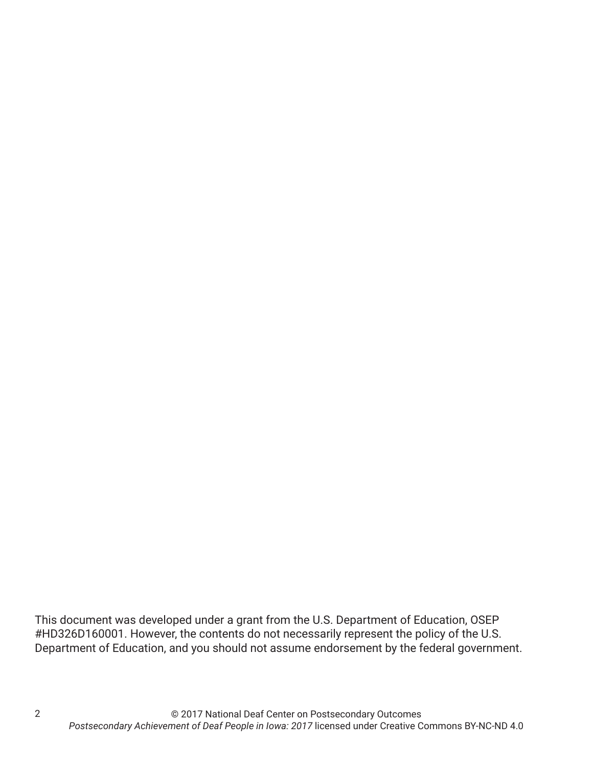This document was developed under a grant from the U.S. Department of Education, OSEP #HD326D160001. However, the contents do not necessarily represent the policy of the U.S. Department of Education, and you should not assume endorsement by the federal government.

© 2017 National Deaf Center on Postsecondary Outcomes
*Postsecondary Achievement of Deaf People in Iowa: 2017* licensed under Creative Commons BY-NC-ND 4.0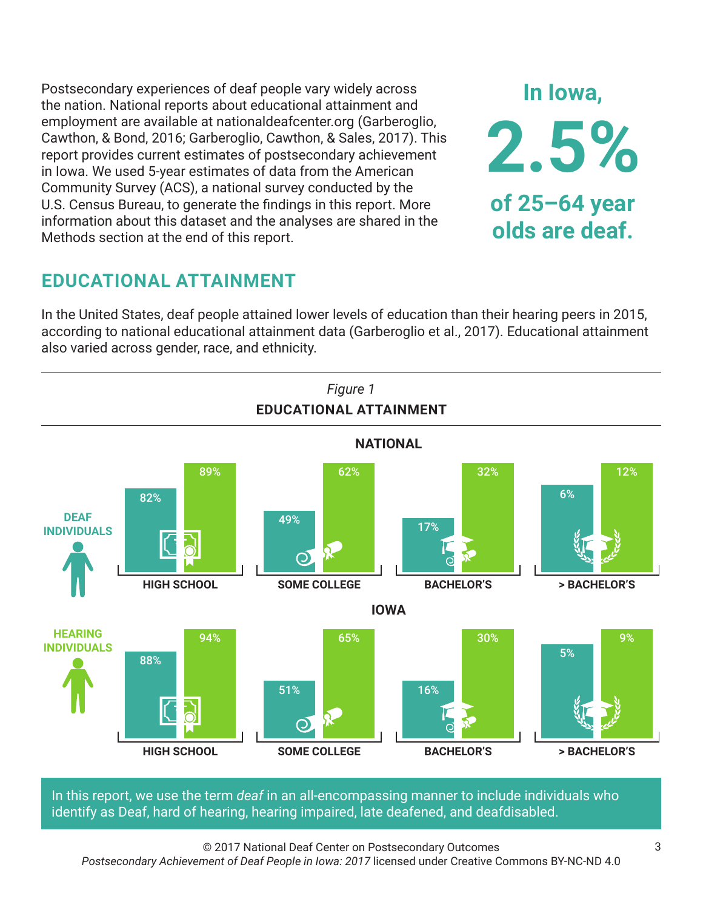Postsecondary experiences of deaf people vary widely across the nation. National reports about educational attainment and employment are available at nationaldeafcenter.org (Garberoglio, Cawthon, & Bond, 2016; Garberoglio, Cawthon, & Sales, 2017). This report provides current estimates of postsecondary achievement in Iowa. We used 5-year estimates of data from the American Community Survey (ACS), a national survey conducted by the U.S. Census Bureau, to generate the findings in this report. More information about this dataset and the analyses are shared in the Methods section at the end of this report.

**In Iowa, 2.5% of 25–64 year olds are deaf.**

## EDUCATIONAL ATTAINMENT

In the United States, deaf people attained lower levels of education than their hearing peers in 2015, according to national educational attainment data (Garberoglio et al., 2017). Educational attainment also varied across gender, race, and ethnicity.

*Figure 1*

**EDUCATIONAL ATTAINMENT**

**NATIONAL**

| | HIGH SCHOOL | SOME COLLEGE | BACHELOR'S | > BACHELOR'S |
|---|---|---|---|---|
| DEAF INDIVIDUALS | 82% | 49% | 17% | 6% |
| HEARING INDIVIDUALS | 89% | 62% | 32% | 12% |

**IOWA**

| | HIGH SCHOOL | SOME COLLEGE | BACHELOR'S | > BACHELOR'S |
|---|---|---|---|---|
| DEAF INDIVIDUALS | 88% | 51% | 16% | 5% |
| HEARING INDIVIDUALS | 94% | 65% | 30% | 9% |

In this report, we use the term *deaf* in an all-encompassing manner to include individuals who identify as Deaf, hard of hearing, hearing impaired, late deafened, and deafdisabled.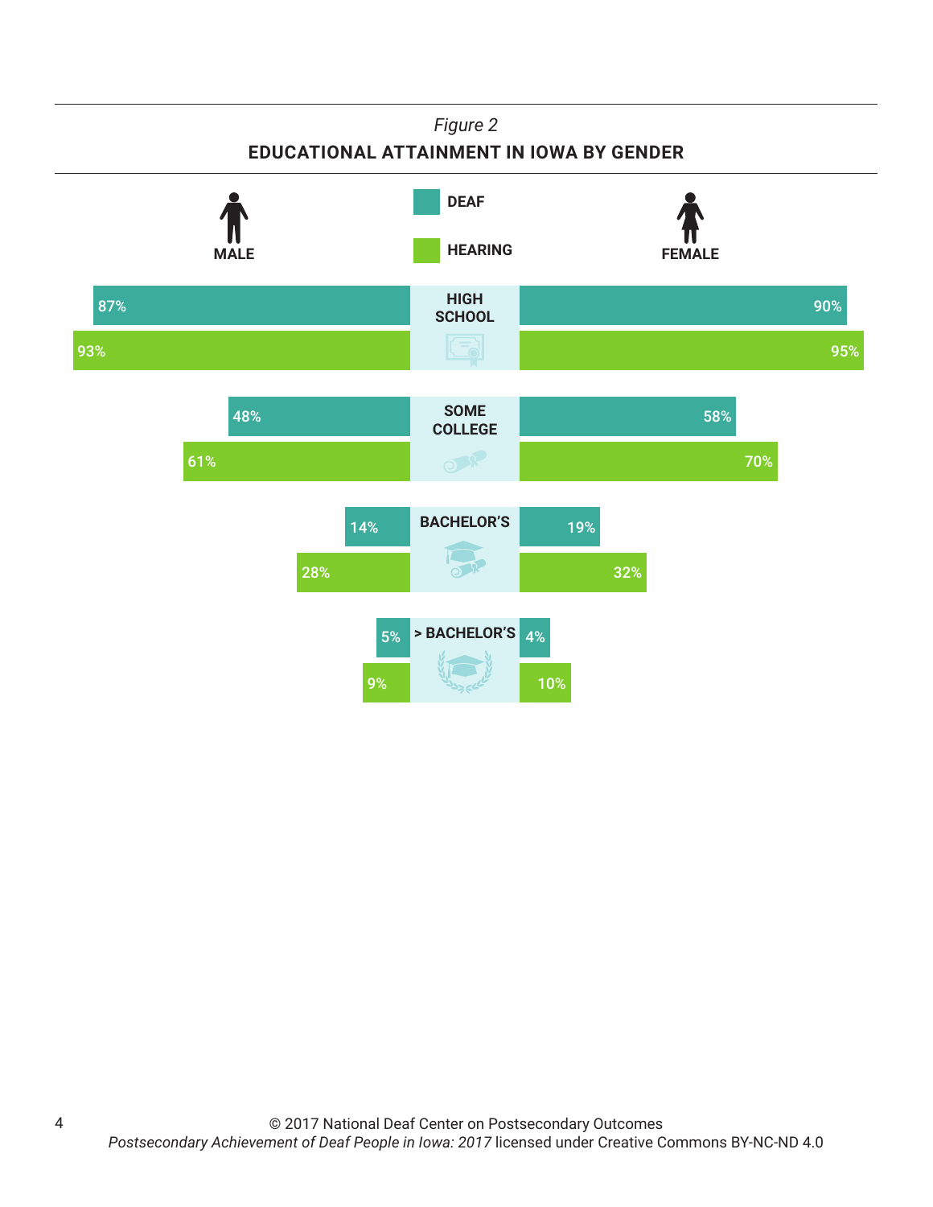*Figure 2*

**EDUCATIONAL ATTAINMENT IN IOWA BY GENDER**

| | Male – Deaf | Male – Hearing | Female – Deaf | Female – Hearing |
|---|---|---|---|---|
| HIGH SCHOOL | 87% | 93% | 90% | 95% |
| SOME COLLEGE | 48% | 61% | 58% | 70% |
| BACHELOR'S | 14% | 28% | 19% | 32% |
| > BACHELOR'S | 5% | 9% | 4% | 10% |

© 2017 National Deaf Center on Postsecondary Outcomes
*Postsecondary Achievement of Deaf People in Iowa: 2017* licensed under Creative Commons BY-NC-ND 4.0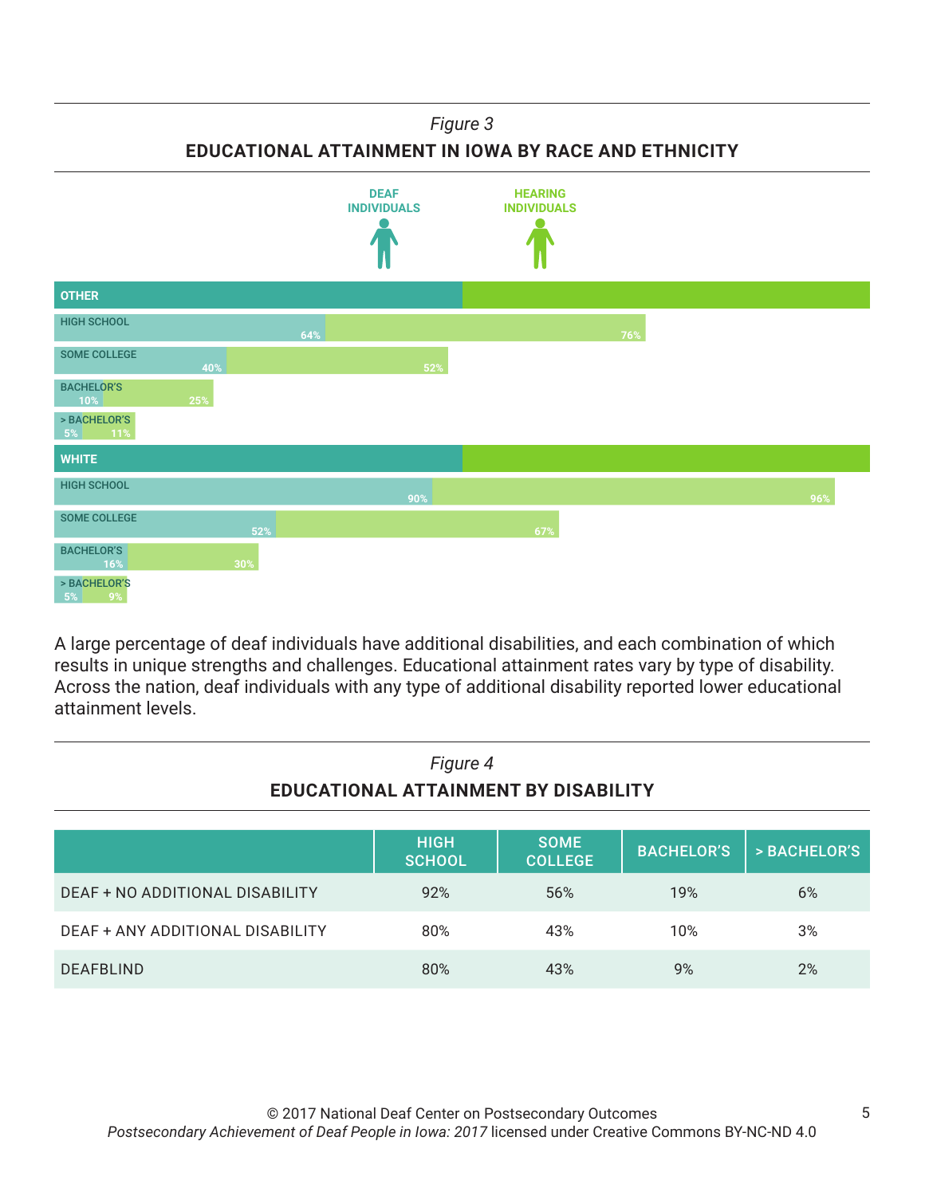*Figure 3*

**EDUCATIONAL ATTAINMENT IN IOWA BY RACE AND ETHNICITY**

| | Deaf Individuals | Hearing Individuals |
|---|---|---|
| **OTHER** | | |
| High School | 64% | 76% |
| Some College | 40% | 52% |
| Bachelor's | 10% | 25% |
| > Bachelor's | 5% | 11% |
| **WHITE** | | |
| High School | 90% | 96% |
| Some College | 52% | 67% |
| Bachelor's | 16% | 30% |
| > Bachelor's | 5% | 9% |

A large percentage of deaf individuals have additional disabilities, and each combination of which results in unique strengths and challenges. Educational attainment rates vary by type of disability. Across the nation, deaf individuals with any type of additional disability reported lower educational attainment levels.

*Figure 4*

**EDUCATIONAL ATTAINMENT BY DISABILITY**

| | HIGH SCHOOL | SOME COLLEGE | BACHELOR'S | > BACHELOR'S |
|---|---|---|---|---|
| DEAF + NO ADDITIONAL DISABILITY | 92% | 56% | 19% | 6% |
| DEAF + ANY ADDITIONAL DISABILITY | 80% | 43% | 10% | 3% |
| DEAFBLIND | 80% | 43% | 9% | 2% |

© 2017 National Deaf Center on Postsecondary Outcomes
*Postsecondary Achievement of Deaf People in Iowa: 2017* licensed under Creative Commons BY-NC-ND 4.0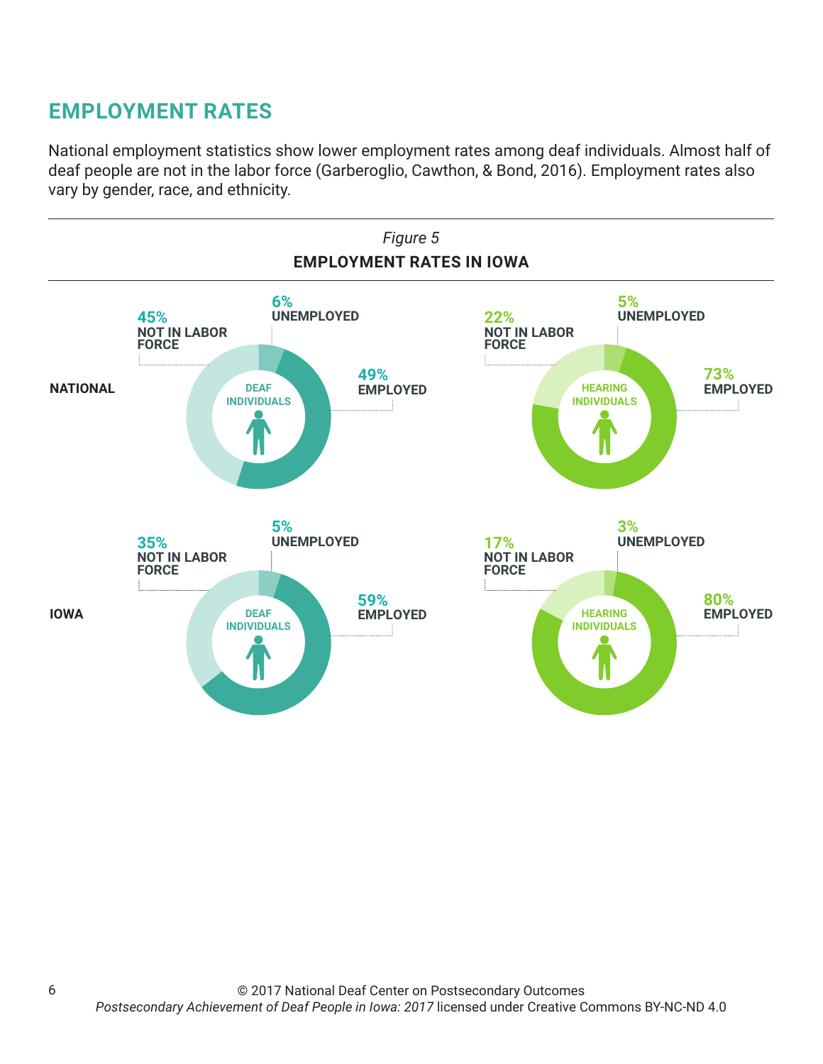## EMPLOYMENT RATES

National employment statistics show lower employment rates among deaf individuals. Almost half of deaf people are not in the labor force (Garberoglio, Cawthon, & Bond, 2016). Employment rates also vary by gender, race, and ethnicity.

*Figure 5*

**EMPLOYMENT RATES IN IOWA**

| | Deaf Individuals | | | Hearing Individuals | | |
|---|---|---|---|---|---|---|
| | Not in Labor Force | Unemployed | Employed | Not in Labor Force | Unemployed | Employed |
| **NATIONAL** | 45% | 6% | 49% | 22% | 5% | 73% |
| **IOWA** | 35% | 5% | 59% | 17% | 3% | 80% |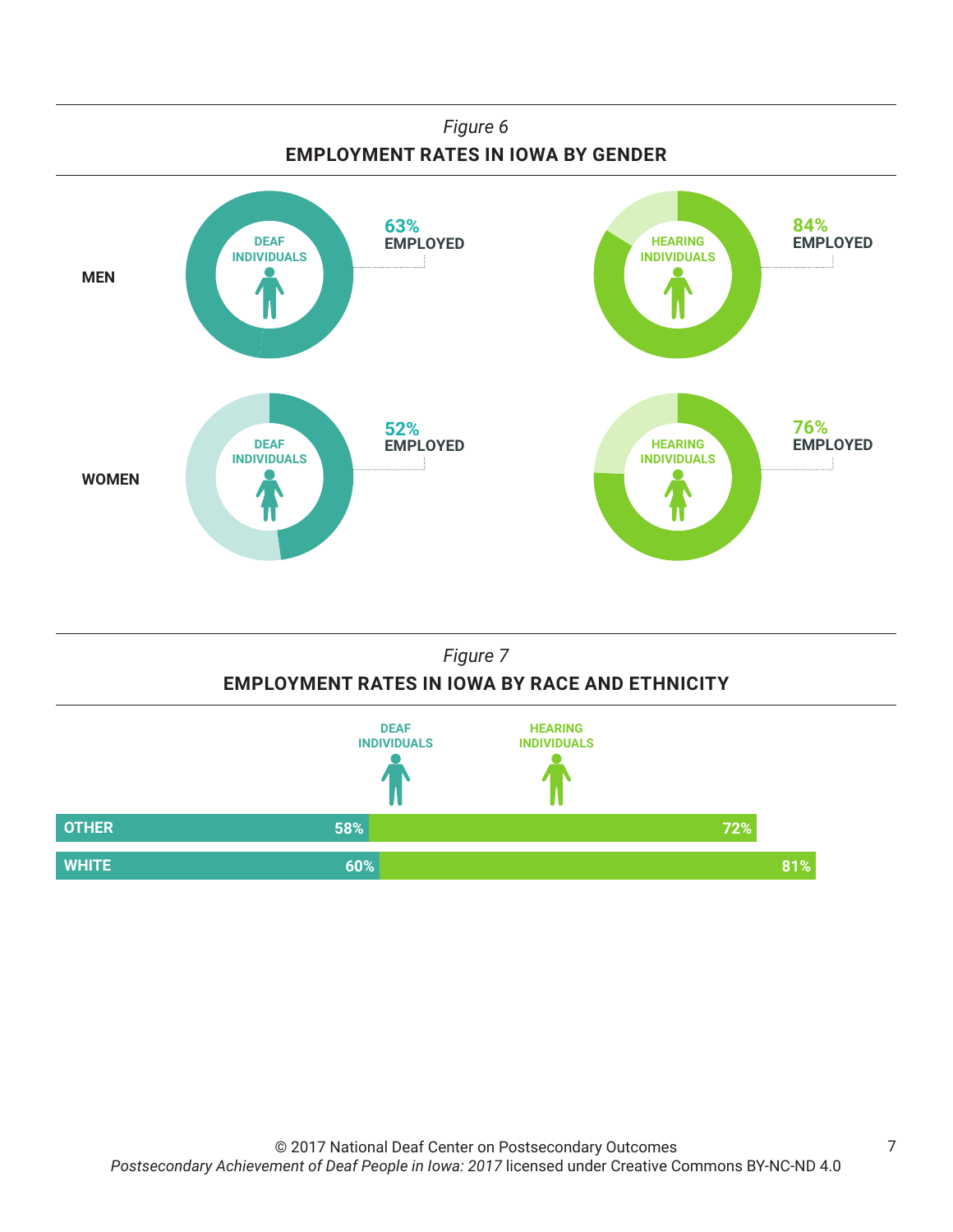*Figure 6*

**EMPLOYMENT RATES IN IOWA BY GENDER**

| | Deaf Individuals | Hearing Individuals |
|---|---|---|
| MEN | 63% EMPLOYED | 84% EMPLOYED |
| WOMEN | 52% EMPLOYED | 76% EMPLOYED |

*Figure 7*

**EMPLOYMENT RATES IN IOWA BY RACE AND ETHNICITY**

| | Deaf Individuals | Hearing Individuals |
|---|---|---|
| OTHER | 58% | 72% |
| WHITE | 60% | 81% |

© 2017 National Deaf Center on Postsecondary Outcomes
*Postsecondary Achievement of Deaf People in Iowa: 2017* licensed under Creative Commons BY-NC-ND 4.0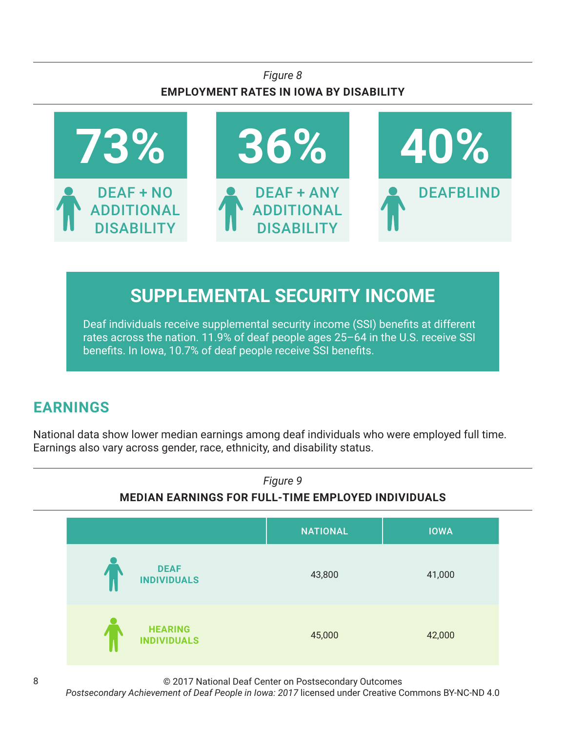*Figure 8*

**EMPLOYMENT RATES IN IOWA BY DISABILITY**

| 73% | 36% | 40% |
|---|---|---|
| DEAF + NO ADDITIONAL DISABILITY | DEAF + ANY ADDITIONAL DISABILITY | DEAFBLIND |

## SUPPLEMENTAL SECURITY INCOME

Deaf individuals receive supplemental security income (SSI) benefits at different rates across the nation. 11.9% of deaf people ages 25–64 in the U.S. receive SSI benefits. In Iowa, 10.7% of deaf people receive SSI benefits.

## EARNINGS

National data show lower median earnings among deaf individuals who were employed full time. Earnings also vary across gender, race, ethnicity, and disability status.

*Figure 9*

**MEDIAN EARNINGS FOR FULL-TIME EMPLOYED INDIVIDUALS**

| | NATIONAL | IOWA |
|---|---|---|
| DEAF INDIVIDUALS | 43,800 | 41,000 |
| HEARING INDIVIDUALS | 45,000 | 42,000 |

© 2017 National Deaf Center on Postsecondary Outcomes
*Postsecondary Achievement of Deaf People in Iowa: 2017* licensed under Creative Commons BY-NC-ND 4.0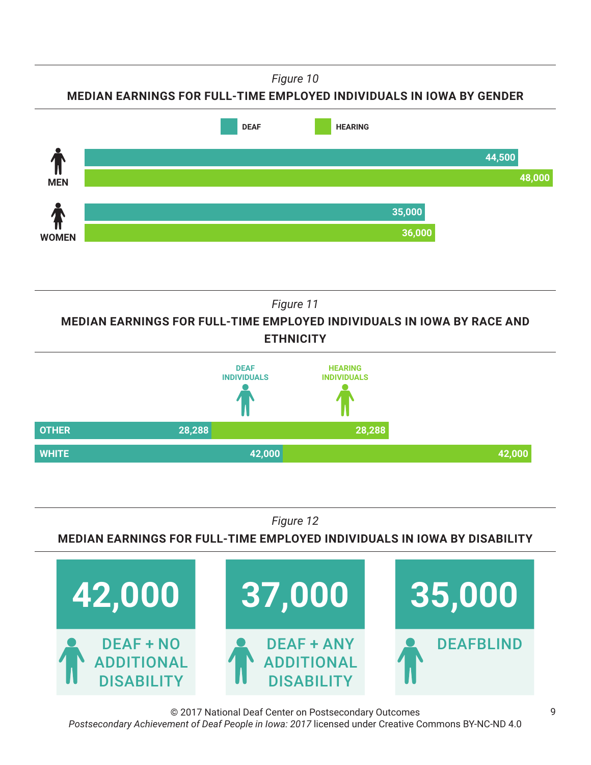*Figure 10*

**MEDIAN EARNINGS FOR FULL-TIME EMPLOYED INDIVIDUALS IN IOWA BY GENDER**

| | DEAF | HEARING |
|---|---|---|
| MEN | 44,500 | 48,000 |
| WOMEN | 35,000 | 36,000 |

*Figure 11*

**MEDIAN EARNINGS FOR FULL-TIME EMPLOYED INDIVIDUALS IN IOWA BY RACE AND ETHNICITY**

| | DEAF INDIVIDUALS | HEARING INDIVIDUALS |
|---|---|---|
| OTHER | 28,288 | 28,288 |
| WHITE | 42,000 | 42,000 |

*Figure 12*

**MEDIAN EARNINGS FOR FULL-TIME EMPLOYED INDIVIDUALS IN IOWA BY DISABILITY**

| DEAF + NO ADDITIONAL DISABILITY | DEAF + ANY ADDITIONAL DISABILITY | DEAFBLIND |
|---|---|---|
| 42,000 | 37,000 | 35,000 |

© 2017 National Deaf Center on Postsecondary Outcomes
*Postsecondary Achievement of Deaf People in Iowa: 2017* licensed under Creative Commons BY-NC-ND 4.0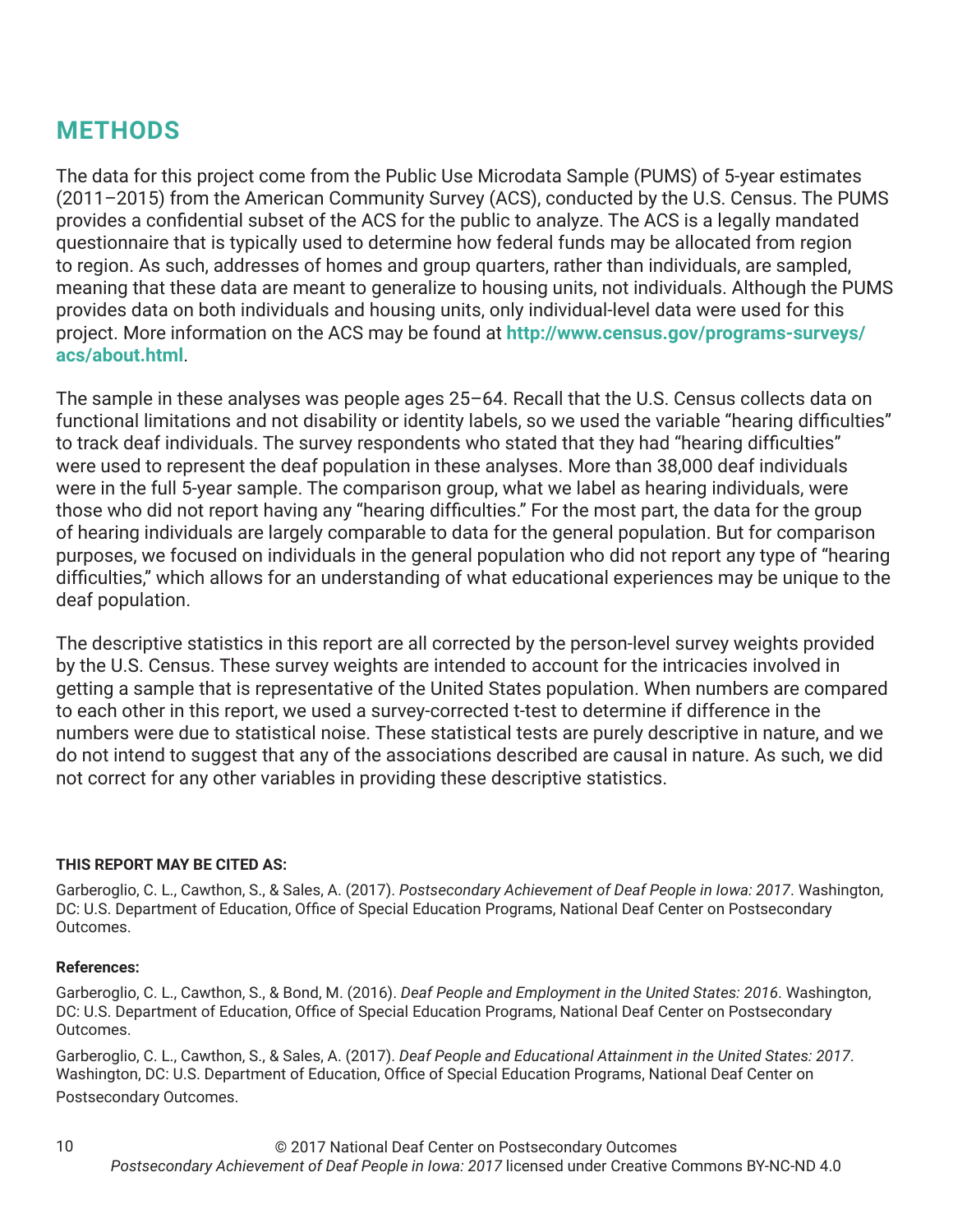## METHODS

The data for this project come from the Public Use Microdata Sample (PUMS) of 5-year estimates (2011–2015) from the American Community Survey (ACS), conducted by the U.S. Census. The PUMS provides a confidential subset of the ACS for the public to analyze. The ACS is a legally mandated questionnaire that is typically used to determine how federal funds may be allocated from region to region. As such, addresses of homes and group quarters, rather than individuals, are sampled, meaning that these data are meant to generalize to housing units, not individuals. Although the PUMS provides data on both individuals and housing units, only individual-level data were used for this project. More information on the ACS may be found at **http://www.census.gov/programs-surveys/acs/about.html**.

The sample in these analyses was people ages 25–64. Recall that the U.S. Census collects data on functional limitations and not disability or identity labels, so we used the variable "hearing difficulties" to track deaf individuals. The survey respondents who stated that they had "hearing difficulties" were used to represent the deaf population in these analyses. More than 38,000 deaf individuals were in the full 5-year sample. The comparison group, what we label as hearing individuals, were those who did not report having any "hearing difficulties." For the most part, the data for the group of hearing individuals are largely comparable to data for the general population. But for comparison purposes, we focused on individuals in the general population who did not report any type of "hearing difficulties," which allows for an understanding of what educational experiences may be unique to the deaf population.

The descriptive statistics in this report are all corrected by the person-level survey weights provided by the U.S. Census. These survey weights are intended to account for the intricacies involved in getting a sample that is representative of the United States population. When numbers are compared to each other in this report, we used a survey-corrected t-test to determine if difference in the numbers were due to statistical noise. These statistical tests are purely descriptive in nature, and we do not intend to suggest that any of the associations described are causal in nature. As such, we did not correct for any other variables in providing these descriptive statistics.

**THIS REPORT MAY BE CITED AS:**

Garberoglio, C. L., Cawthon, S., & Sales, A. (2017). *Postsecondary Achievement of Deaf People in Iowa: 2017*. Washington, DC: U.S. Department of Education, Office of Special Education Programs, National Deaf Center on Postsecondary Outcomes.

**References:**

Garberoglio, C. L., Cawthon, S., & Bond, M. (2016). *Deaf People and Employment in the United States: 2016*. Washington, DC: U.S. Department of Education, Office of Special Education Programs, National Deaf Center on Postsecondary Outcomes.

Garberoglio, C. L., Cawthon, S., & Sales, A. (2017). *Deaf People and Educational Attainment in the United States: 2017*. Washington, DC: U.S. Department of Education, Office of Special Education Programs, National Deaf Center on Postsecondary Outcomes.

© 2017 National Deaf Center on Postsecondary Outcomes
*Postsecondary Achievement of Deaf People in Iowa: 2017* licensed under Creative Commons BY-NC-ND 4.0